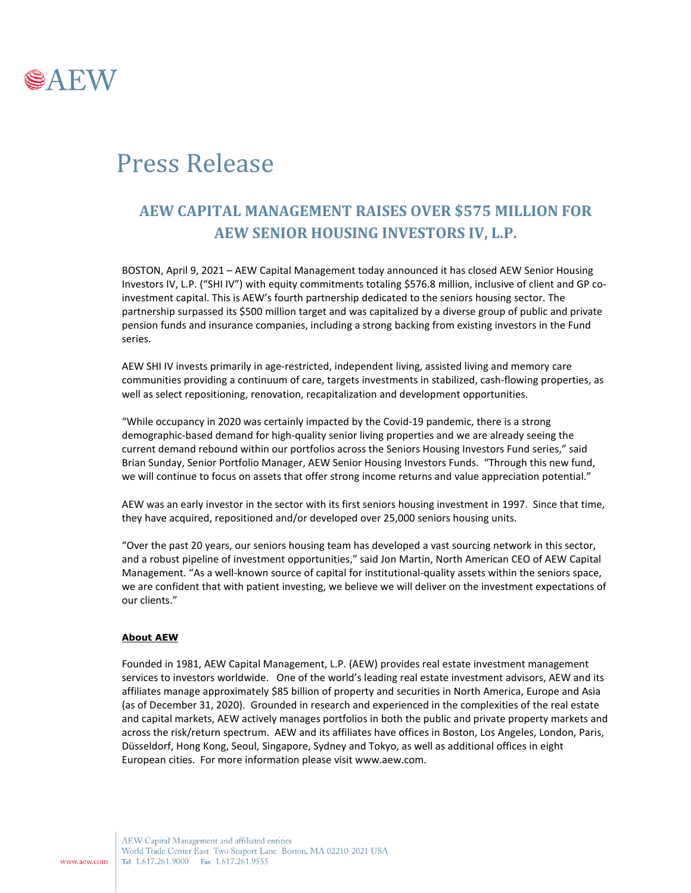AEW

# Press Release

## AEW CAPITAL MANAGEMENT RAISES OVER $575 MILLION FOR AEW SENIOR HOUSING INVESTORS IV, L.P.

BOSTON, April 9, 2021 – AEW Capital Management today announced it has closed AEW Senior Housing Investors IV, L.P. ("SHI IV") with equity commitments totaling $576.8 million, inclusive of client and GP co-investment capital. This is AEW's fourth partnership dedicated to the seniors housing sector. The partnership surpassed its $500 million target and was capitalized by a diverse group of public and private pension funds and insurance companies, including a strong backing from existing investors in the Fund series.

AEW SHI IV invests primarily in age-restricted, independent living, assisted living and memory care communities providing a continuum of care, targets investments in stabilized, cash-flowing properties, as well as select repositioning, renovation, recapitalization and development opportunities.

"While occupancy in 2020 was certainly impacted by the Covid-19 pandemic, there is a strong demographic-based demand for high-quality senior living properties and we are already seeing the current demand rebound within our portfolios across the Seniors Housing Investors Fund series," said Brian Sunday, Senior Portfolio Manager, AEW Senior Housing Investors Funds. "Through this new fund, we will continue to focus on assets that offer strong income returns and value appreciation potential."

AEW was an early investor in the sector with its first seniors housing investment in 1997. Since that time, they have acquired, repositioned and/or developed over 25,000 seniors housing units.

"Over the past 20 years, our seniors housing team has developed a vast sourcing network in this sector, and a robust pipeline of investment opportunities," said Jon Martin, North American CEO of AEW Capital Management. "As a well-known source of capital for institutional-quality assets within the seniors space, we are confident that with patient investing, we believe we will deliver on the investment expectations of our clients."

**About AEW**

Founded in 1981, AEW Capital Management, L.P. (AEW) provides real estate investment management services to investors worldwide. One of the world's leading real estate investment advisors, AEW and its affiliates manage approximately $85 billion of property and securities in North America, Europe and Asia (as of December 31, 2020). Grounded in research and experienced in the complexities of the real estate and capital markets, AEW actively manages portfolios in both the public and private property markets and across the risk/return spectrum. AEW and its affiliates have offices in Boston, Los Angeles, London, Paris, Düsseldorf, Hong Kong, Seoul, Singapore, Sydney and Tokyo, as well as additional offices in eight European cities. For more information please visit www.aew.com.

AEW Capital Management and affiliated entities
World Trade Center East Two Seaport Lane Boston, MA 02210-2021 USA
Tel 1.617.261.9000 Fax 1.617.261.9555
www.aew.com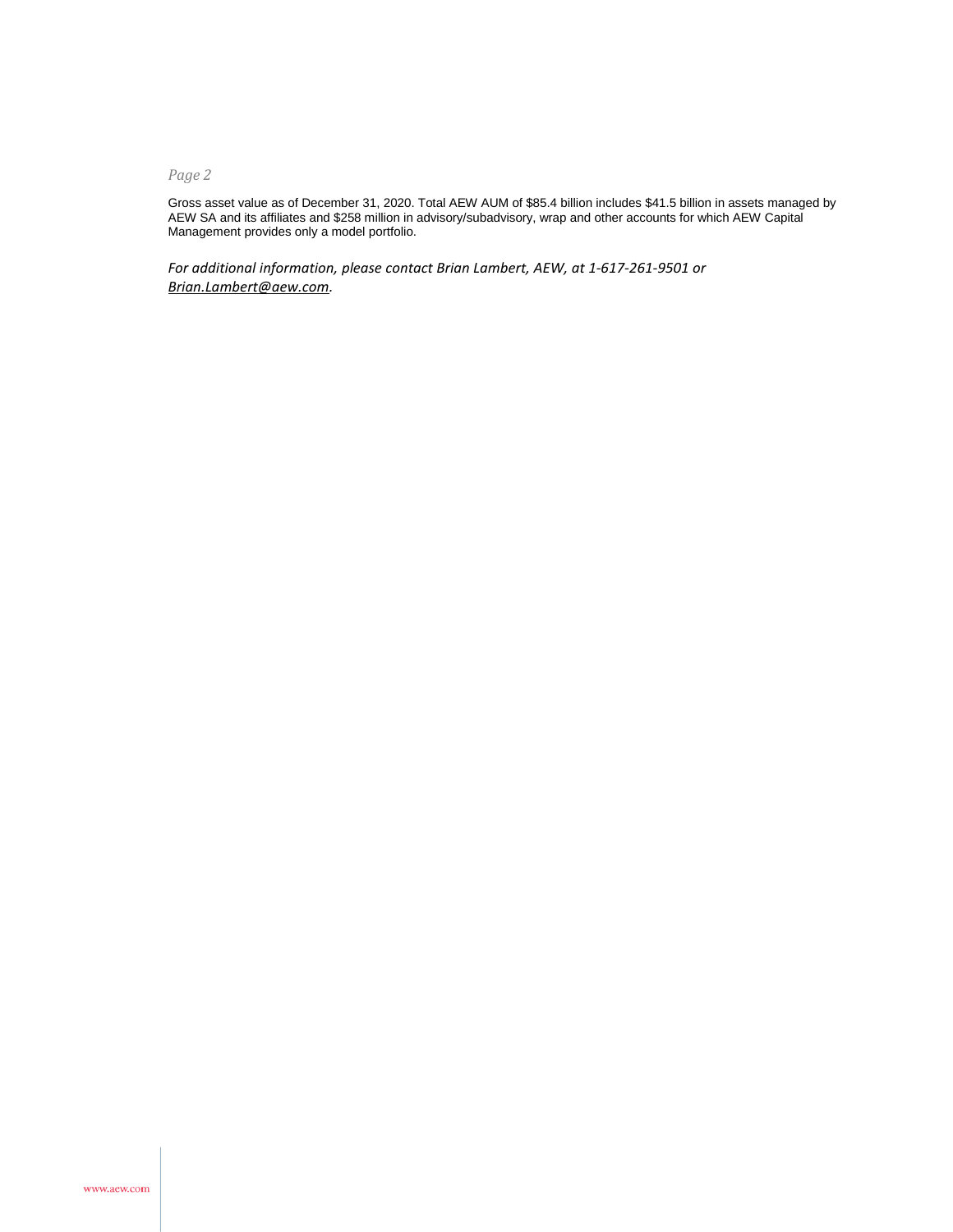Gross asset value as of December 31, 2020. Total AEW AUM of $85.4 billion includes $41.5 billion in assets managed by AEW SA and its affiliates and $258 million in advisory/subadvisory, wrap and other accounts for which AEW Capital Management provides only a model portfolio.

*For additional information, please contact Brian Lambert, AEW, at 1-617-261-9501 or Brian.Lambert@aew.com.*